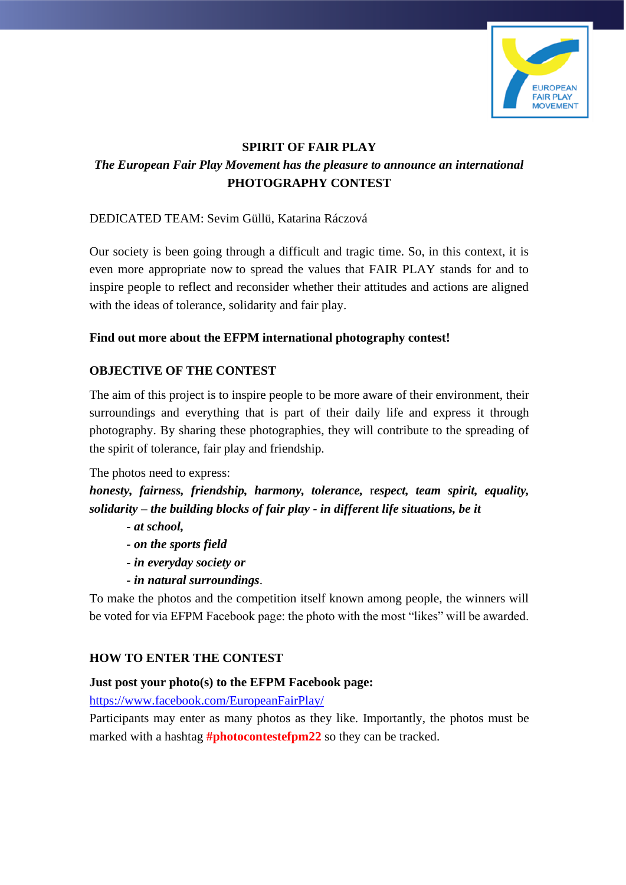**SPIRIT OF FAIR PLAY**

***The European Fair Play Movement has the pleasure to announce an international***

**PHOTOGRAPHY CONTEST**

DEDICATED TEAM: Sevim Güllü, Katarina Ráczová

Our society is been going through a difficult and tragic time. So, in this context, it is even more appropriate now to spread the values that FAIR PLAY stands for and to inspire people to reflect and reconsider whether their attitudes and actions are aligned with the ideas of tolerance, solidarity and fair play.

**Find out more about the EFPM international photography contest!**

**OBJECTIVE OF THE CONTEST**

The aim of this project is to inspire people to be more aware of their environment, their surroundings and everything that is part of their daily life and express it through photography. By sharing these photographies, they will contribute to the spreading of the spirit of tolerance, fair play and friendship.

The photos need to express:

***honesty, fairness, friendship, harmony, tolerance,*** r***espect, team spirit, equality, solidarity – the building blocks of fair play - in different life situations, be it***

- ***at school,***
- ***on the sports field***
- ***in everyday society or***
- ***in natural surroundings***.

To make the photos and the competition itself known among people, the winners will be voted for via EFPM Facebook page: the photo with the most "likes" will be awarded.

**HOW TO ENTER THE CONTEST**

**Just post your photo(s) to the EFPM Facebook page:**

https://www.facebook.com/EuropeanFairPlay/

Participants may enter as many photos as they like. Importantly, the photos must be marked with a hashtag **#photocontestefpm22** so they can be tracked.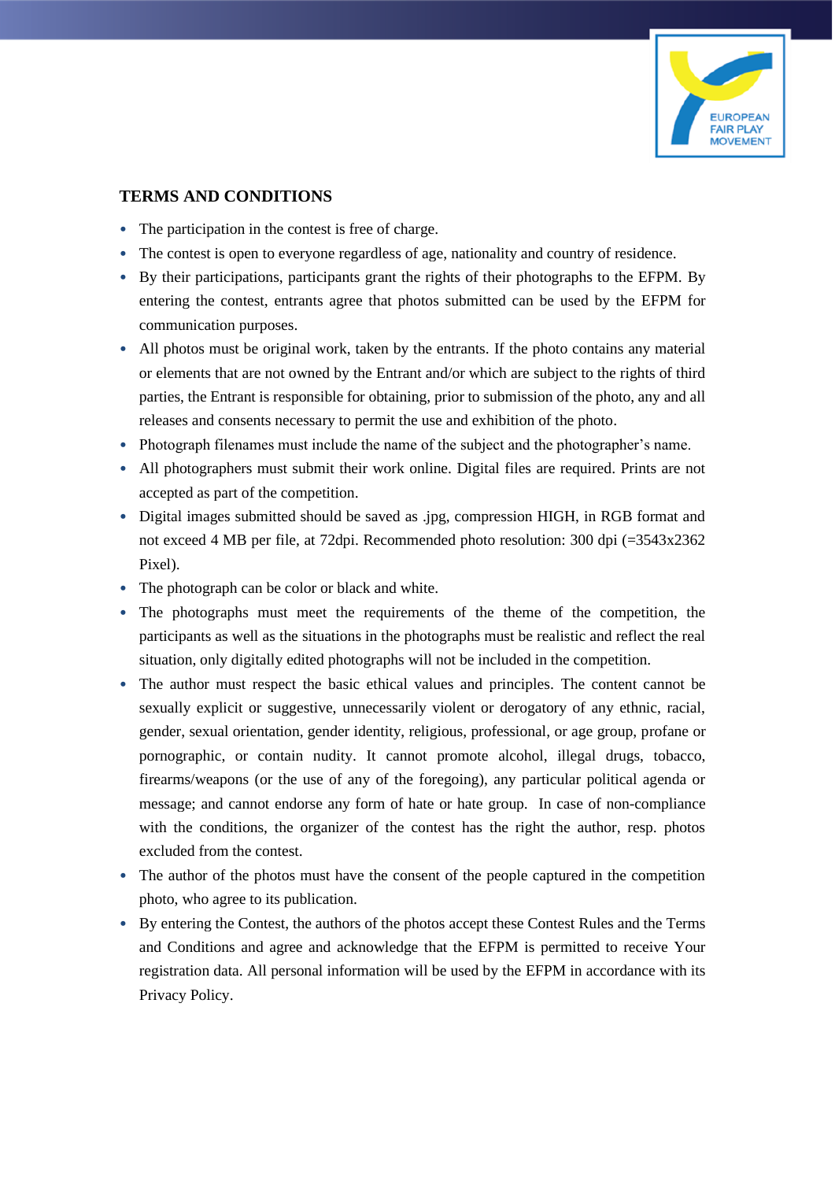## TERMS AND CONDITIONS

- The participation in the contest is free of charge.
- The contest is open to everyone regardless of age, nationality and country of residence.
- By their participations, participants grant the rights of their photographs to the EFPM. By entering the contest, entrants agree that photos submitted can be used by the EFPM for communication purposes.
- All photos must be original work, taken by the entrants. If the photo contains any material or elements that are not owned by the Entrant and/or which are subject to the rights of third parties, the Entrant is responsible for obtaining, prior to submission of the photo, any and all releases and consents necessary to permit the use and exhibition of the photo.
- Photograph filenames must include the name of the subject and the photographer's name.
- All photographers must submit their work online. Digital files are required. Prints are not accepted as part of the competition.
- Digital images submitted should be saved as .jpg, compression HIGH, in RGB format and not exceed 4 MB per file, at 72dpi. Recommended photo resolution: 300 dpi (=3543x2362 Pixel).
- The photograph can be color or black and white.
- The photographs must meet the requirements of the theme of the competition, the participants as well as the situations in the photographs must be realistic and reflect the real situation, only digitally edited photographs will not be included in the competition.
- The author must respect the basic ethical values and principles. The content cannot be sexually explicit or suggestive, unnecessarily violent or derogatory of any ethnic, racial, gender, sexual orientation, gender identity, religious, professional, or age group, profane or pornographic, or contain nudity. It cannot promote alcohol, illegal drugs, tobacco, firearms/weapons (or the use of any of the foregoing), any particular political agenda or message; and cannot endorse any form of hate or hate group. In case of non-compliance with the conditions, the organizer of the contest has the right the author, resp. photos excluded from the contest.
- The author of the photos must have the consent of the people captured in the competition photo, who agree to its publication.
- By entering the Contest, the authors of the photos accept these Contest Rules and the Terms and Conditions and agree and acknowledge that the EFPM is permitted to receive Your registration data. All personal information will be used by the EFPM in accordance with its Privacy Policy.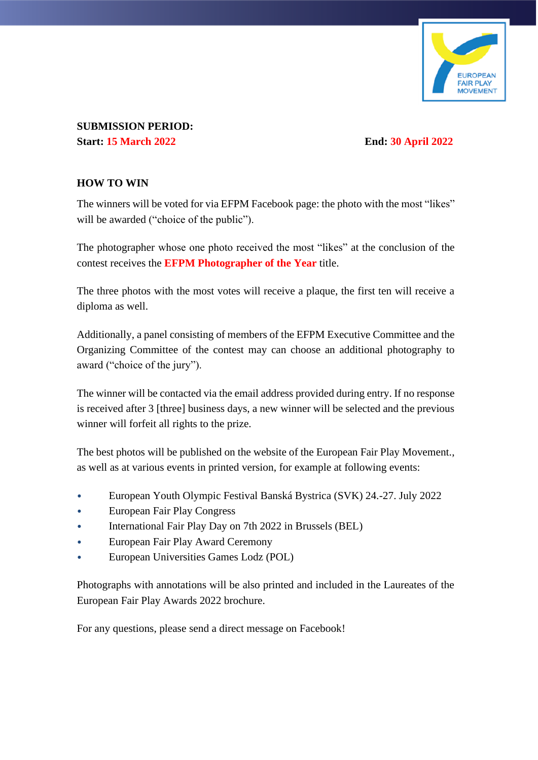**SUBMISSION PERIOD:**

**Start: 15 March 2022** **End: 30 April 2022**

**HOW TO WIN**

The winners will be voted for via EFPM Facebook page: the photo with the most "likes" will be awarded ("choice of the public").

The photographer whose one photo received the most "likes" at the conclusion of the contest receives the **EFPM Photographer of the Year** title.

The three photos with the most votes will receive a plaque, the first ten will receive a diploma as well.

Additionally, a panel consisting of members of the EFPM Executive Committee and the Organizing Committee of the contest may can choose an additional photography to award ("choice of the jury").

The winner will be contacted via the email address provided during entry. If no response is received after 3 [three] business days, a new winner will be selected and the previous winner will forfeit all rights to the prize.

The best photos will be published on the website of the European Fair Play Movement., as well as at various events in printed version, for example at following events:

- European Youth Olympic Festival Banská Bystrica (SVK) 24.-27. July 2022
- European Fair Play Congress
- International Fair Play Day on 7th 2022 in Brussels (BEL)
- European Fair Play Award Ceremony
- European Universities Games Lodz (POL)

Photographs with annotations will be also printed and included in the Laureates of the European Fair Play Awards 2022 brochure.

For any questions, please send a direct message on Facebook!